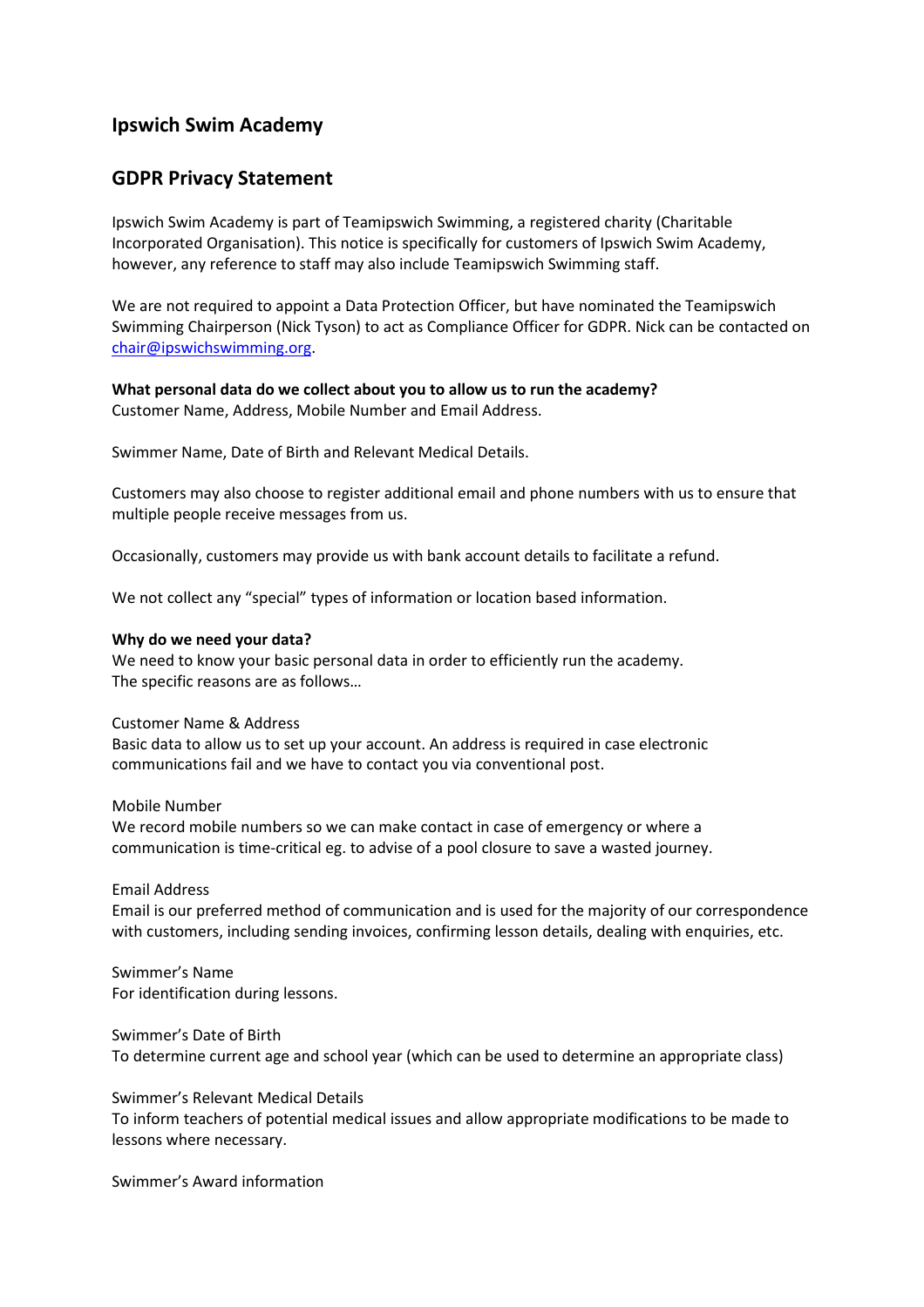## Ipswich Swim Academy

## GDPR Privacy Statement

Ipswich Swim Academy is part of Teamipswich Swimming, a registered charity (Charitable Incorporated Organisation). This notice is specifically for customers of Ipswich Swim Academy, however, any reference to staff may also include Teamipswich Swimming staff.

We are not required to appoint a Data Protection Officer, but have nominated the Teamipswich Swimming Chairperson (Nick Tyson) to act as Compliance Officer for GDPR. Nick can be contacted on chair@ipswichswimming.org.

**What personal data do we collect about you to allow us to run the academy?**
Customer Name, Address, Mobile Number and Email Address.

Swimmer Name, Date of Birth and Relevant Medical Details.

Customers may also choose to register additional email and phone numbers with us to ensure that multiple people receive messages from us.

Occasionally, customers may provide us with bank account details to facilitate a refund.

We not collect any "special" types of information or location based information.

**Why do we need your data?**
We need to know your basic personal data in order to efficiently run the academy.
The specific reasons are as follows…

Customer Name & Address
Basic data to allow us to set up your account. An address is required in case electronic communications fail and we have to contact you via conventional post.

Mobile Number
We record mobile numbers so we can make contact in case of emergency or where a communication is time-critical eg. to advise of a pool closure to save a wasted journey.

Email Address
Email is our preferred method of communication and is used for the majority of our correspondence with customers, including sending invoices, confirming lesson details, dealing with enquiries, etc.

Swimmer's Name
For identification during lessons.

Swimmer's Date of Birth
To determine current age and school year (which can be used to determine an appropriate class)

Swimmer's Relevant Medical Details
To inform teachers of potential medical issues and allow appropriate modifications to be made to lessons where necessary.

Swimmer's Award information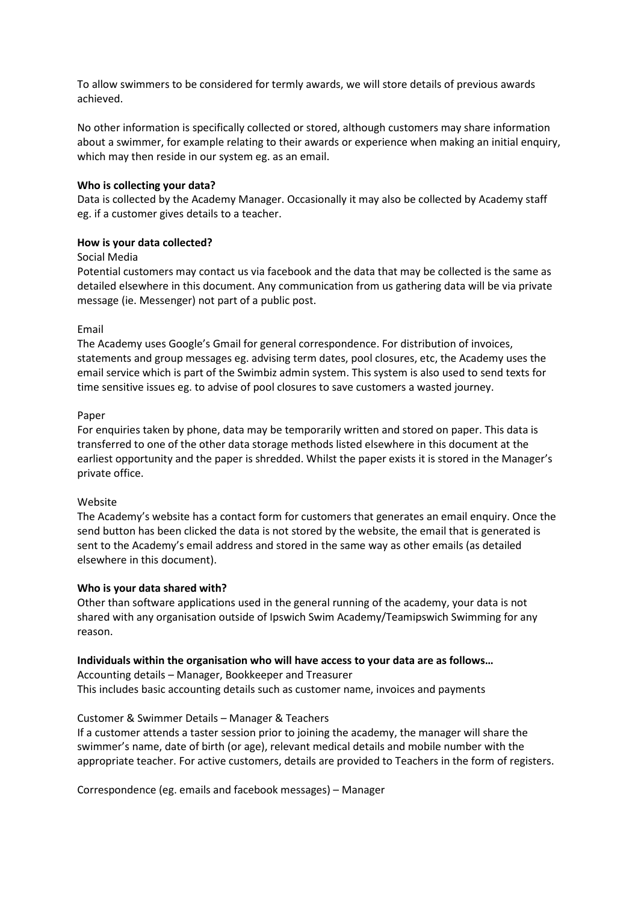To allow swimmers to be considered for termly awards, we will store details of previous awards achieved.

No other information is specifically collected or stored, although customers may share information about a swimmer, for example relating to their awards or experience when making an initial enquiry, which may then reside in our system eg. as an email.

**Who is collecting your data?**

Data is collected by the Academy Manager. Occasionally it may also be collected by Academy staff eg. if a customer gives details to a teacher.

**How is your data collected?**

Social Media

Potential customers may contact us via facebook and the data that may be collected is the same as detailed elsewhere in this document. Any communication from us gathering data will be via private message (ie. Messenger) not part of a public post.

Email

The Academy uses Google's Gmail for general correspondence. For distribution of invoices, statements and group messages eg. advising term dates, pool closures, etc, the Academy uses the email service which is part of the Swimbiz admin system. This system is also used to send texts for time sensitive issues eg. to advise of pool closures to save customers a wasted journey.

Paper

For enquiries taken by phone, data may be temporarily written and stored on paper. This data is transferred to one of the other data storage methods listed elsewhere in this document at the earliest opportunity and the paper is shredded. Whilst the paper exists it is stored in the Manager's private office.

Website

The Academy's website has a contact form for customers that generates an email enquiry. Once the send button has been clicked the data is not stored by the website, the email that is generated is sent to the Academy's email address and stored in the same way as other emails (as detailed elsewhere in this document).

**Who is your data shared with?**

Other than software applications used in the general running of the academy, your data is not shared with any organisation outside of Ipswich Swim Academy/Teamipswich Swimming for any reason.

**Individuals within the organisation who will have access to your data are as follows…**

Accounting details – Manager, Bookkeeper and Treasurer

This includes basic accounting details such as customer name, invoices and payments

Customer & Swimmer Details – Manager & Teachers

If a customer attends a taster session prior to joining the academy, the manager will share the swimmer's name, date of birth (or age), relevant medical details and mobile number with the appropriate teacher. For active customers, details are provided to Teachers in the form of registers.

Correspondence (eg. emails and facebook messages) – Manager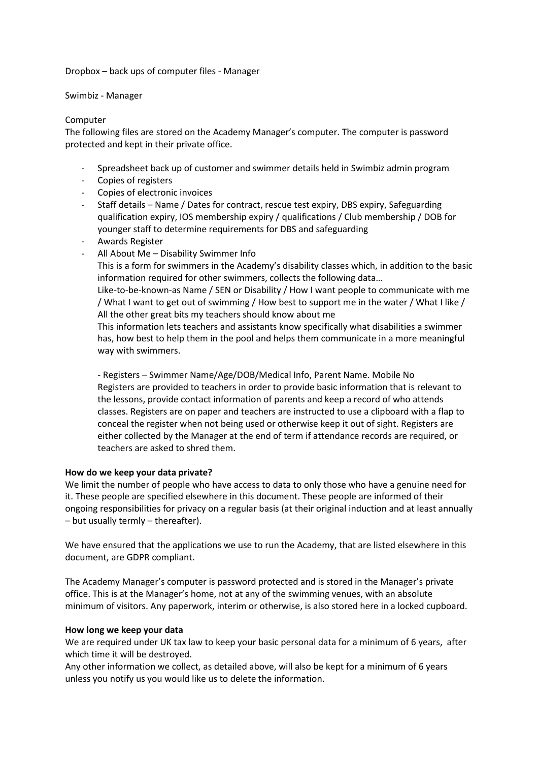Dropbox – back ups of computer files - Manager

Swimbiz - Manager

Computer

The following files are stored on the Academy Manager's computer. The computer is password protected and kept in their private office.

- Spreadsheet back up of customer and swimmer details held in Swimbiz admin program
- Copies of registers
- Copies of electronic invoices
- Staff details – Name / Dates for contract, rescue test expiry, DBS expiry, Safeguarding qualification expiry, IOS membership expiry / qualifications / Club membership / DOB for younger staff to determine requirements for DBS and safeguarding
- Awards Register
- All About Me – Disability Swimmer Info

  This is a form for swimmers in the Academy's disability classes which, in addition to the basic information required for other swimmers, collects the following data…

  Like-to-be-known-as Name / SEN or Disability / How I want people to communicate with me / What I want to get out of swimming / How best to support me in the water / What I like / All the other great bits my teachers should know about me

  This information lets teachers and assistants know specifically what disabilities a swimmer has, how best to help them in the pool and helps them communicate in a more meaningful way with swimmers.

  - Registers – Swimmer Name/Age/DOB/Medical Info, Parent Name. Mobile No

  Registers are provided to teachers in order to provide basic information that is relevant to the lessons, provide contact information of parents and keep a record of who attends classes. Registers are on paper and teachers are instructed to use a clipboard with a flap to conceal the register when not being used or otherwise keep it out of sight. Registers are either collected by the Manager at the end of term if attendance records are required, or teachers are asked to shred them.

**How do we keep your data private?**

We limit the number of people who have access to data to only those who have a genuine need for it. These people are specified elsewhere in this document. These people are informed of their ongoing responsibilities for privacy on a regular basis (at their original induction and at least annually – but usually termly – thereafter).

We have ensured that the applications we use to run the Academy, that are listed elsewhere in this document, are GDPR compliant.

The Academy Manager's computer is password protected and is stored in the Manager's private office. This is at the Manager's home, not at any of the swimming venues, with an absolute minimum of visitors. Any paperwork, interim or otherwise, is also stored here in a locked cupboard.

**How long we keep your data**

We are required under UK tax law to keep your basic personal data for a minimum of 6 years, after which time it will be destroyed.

Any other information we collect, as detailed above, will also be kept for a minimum of 6 years unless you notify us you would like us to delete the information.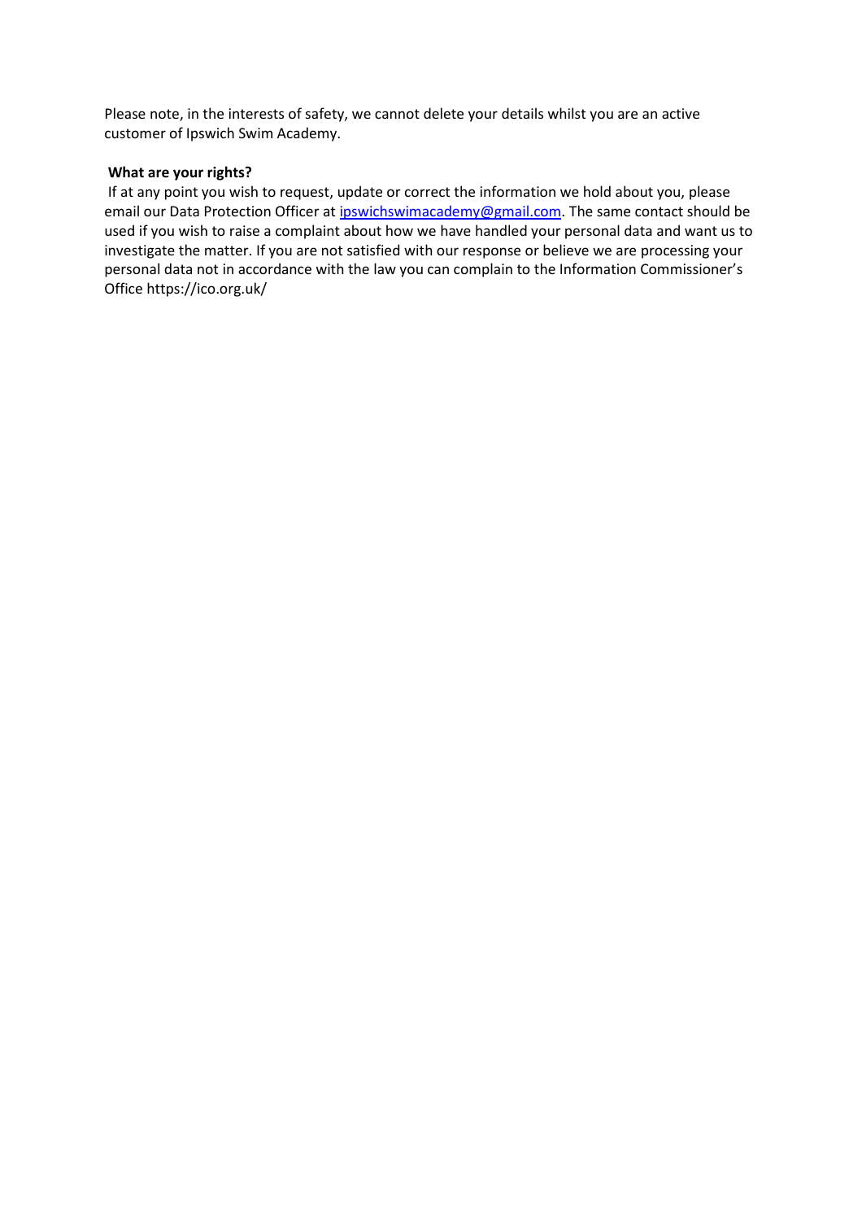Please note, in the interests of safety, we cannot delete your details whilst you are an active customer of Ipswich Swim Academy.

**What are your rights?**

If at any point you wish to request, update or correct the information we hold about you, please email our Data Protection Officer at ipswichswimacademy@gmail.com. The same contact should be used if you wish to raise a complaint about how we have handled your personal data and want us to investigate the matter. If you are not satisfied with our response or believe we are processing your personal data not in accordance with the law you can complain to the Information Commissioner's Office https://ico.org.uk/